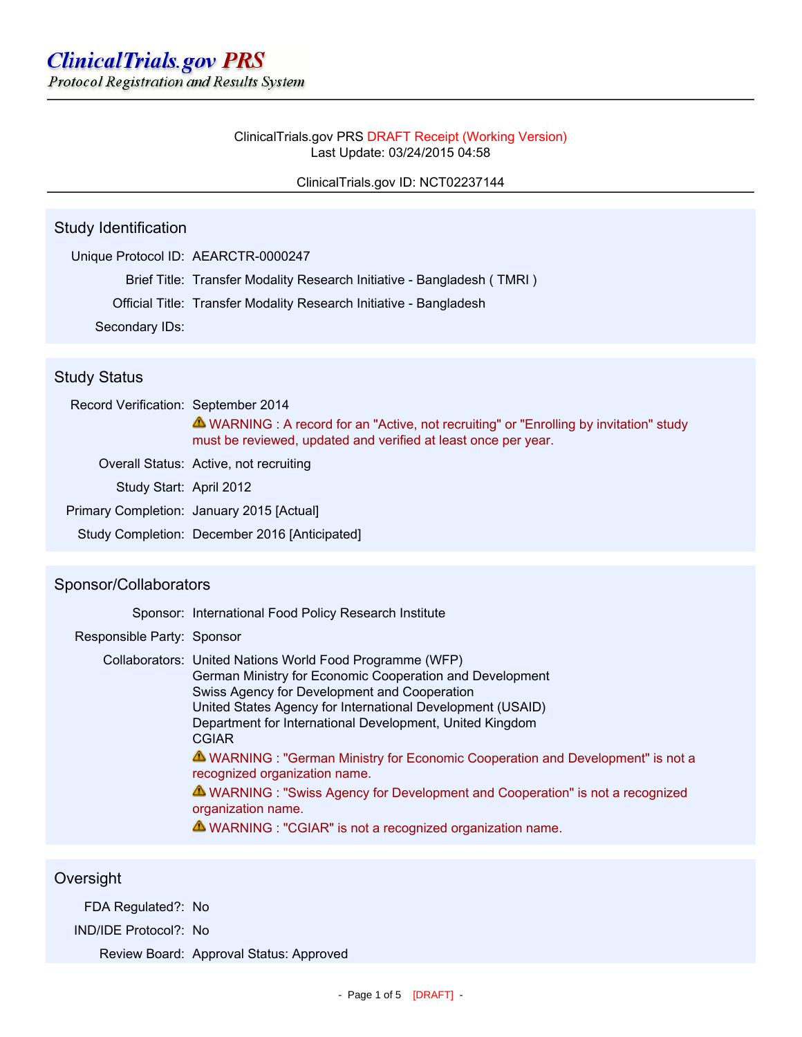# ClinicalTrials.gov PRS

*Protocol Registration and Results System*

ClinicalTrials.gov PRS DRAFT Receipt (Working Version)
Last Update: 03/24/2015 04:58

ClinicalTrials.gov ID: NCT02237144

## Study Identification

Unique Protocol ID: AEARCTR-0000247

Brief Title: Transfer Modality Research Initiative - Bangladesh ( TMRI )

Official Title: Transfer Modality Research Initiative - Bangladesh

Secondary IDs:

## Study Status

Record Verification: September 2014

⚠ WARNING : A record for an "Active, not recruiting" or "Enrolling by invitation" study must be reviewed, updated and verified at least once per year.

Overall Status: Active, not recruiting

Study Start: April 2012

Primary Completion: January 2015 [Actual]

Study Completion: December 2016 [Anticipated]

## Sponsor/Collaborators

Sponsor: International Food Policy Research Institute

Responsible Party: Sponsor

Collaborators: United Nations World Food Programme (WFP)
German Ministry for Economic Cooperation and Development
Swiss Agency for Development and Cooperation
United States Agency for International Development (USAID)
Department for International Development, United Kingdom
CGIAR

⚠ WARNING : "German Ministry for Economic Cooperation and Development" is not a recognized organization name.

⚠ WARNING : "Swiss Agency for Development and Cooperation" is not a recognized organization name.

⚠ WARNING : "CGIAR" is not a recognized organization name.

## Oversight

FDA Regulated?: No

IND/IDE Protocol?: No

Review Board: Approval Status: Approved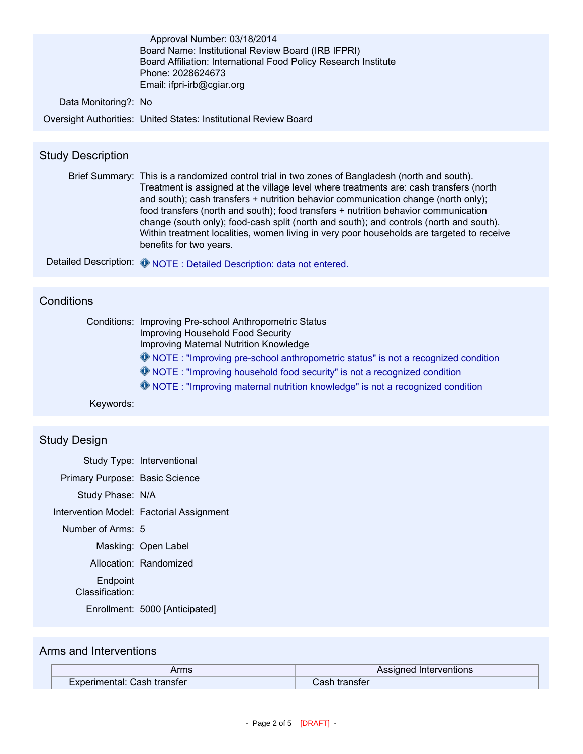Approval Number: 03/18/2014
Board Name: Institutional Review Board (IRB IFPRI)
Board Affiliation: International Food Policy Research Institute
Phone: 2028624673
Email: ifpri-irb@cgiar.org

Data Monitoring?: No

Oversight Authorities: United States: Institutional Review Board

## Study Description

Brief Summary: This is a randomized control trial in two zones of Bangladesh (north and south). Treatment is assigned at the village level where treatments are: cash transfers (north and south); cash transfers + nutrition behavior communication change (north only); food transfers (north and south); food transfers + nutrition behavior communication change (south only); food-cash split (north and south); and controls (north and south). Within treatment localities, women living in very poor households are targeted to receive benefits for two years.

Detailed Description: NOTE : Detailed Description: data not entered.

## Conditions

Conditions: Improving Pre-school Anthropometric Status
Improving Household Food Security
Improving Maternal Nutrition Knowledge

NOTE : "Improving pre-school anthropometric status" is not a recognized condition

NOTE : "Improving household food security" is not a recognized condition

NOTE : "Improving maternal nutrition knowledge" is not a recognized condition

Keywords:

## Study Design

Study Type: Interventional

Primary Purpose: Basic Science

Study Phase: N/A

Intervention Model: Factorial Assignment

Number of Arms: 5

Masking: Open Label

Allocation: Randomized

Endpoint Classification:

Enrollment: 5000 [Anticipated]

## Arms and Interventions

| Arms | Assigned Interventions |
| --- | --- |
| Experimental: Cash transfer | Cash transfer |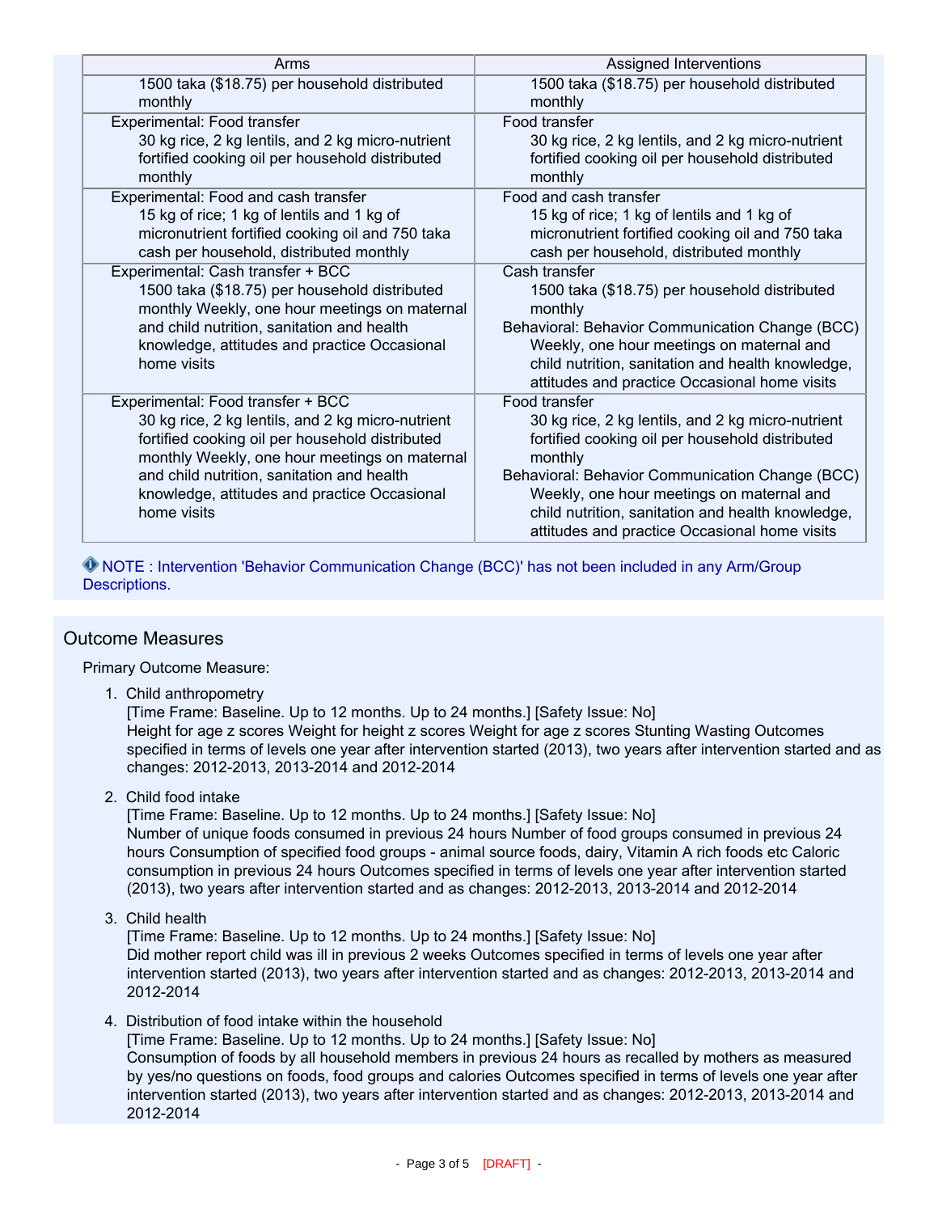| Arms | Assigned Interventions |
|---|---|
| 1500 taka ($18.75) per household distributed monthly | 1500 taka ($18.75) per household distributed monthly |
| Experimental: Food transfer<br>30 kg rice, 2 kg lentils, and 2 kg micro-nutrient fortified cooking oil per household distributed monthly | Food transfer<br>30 kg rice, 2 kg lentils, and 2 kg micro-nutrient fortified cooking oil per household distributed monthly |
| Experimental: Food and cash transfer<br>15 kg of rice; 1 kg of lentils and 1 kg of micronutrient fortified cooking oil and 750 taka cash per household, distributed monthly | Food and cash transfer<br>15 kg of rice; 1 kg of lentils and 1 kg of micronutrient fortified cooking oil and 750 taka cash per household, distributed monthly |
| Experimental: Cash transfer + BCC<br>1500 taka ($18.75) per household distributed monthly Weekly, one hour meetings on maternal and child nutrition, sanitation and health knowledge, attitudes and practice Occasional home visits | Cash transfer<br>1500 taka ($18.75) per household distributed monthly<br>Behavioral: Behavior Communication Change (BCC)<br>Weekly, one hour meetings on maternal and child nutrition, sanitation and health knowledge, attitudes and practice Occasional home visits |
| Experimental: Food transfer + BCC<br>30 kg rice, 2 kg lentils, and 2 kg micro-nutrient fortified cooking oil per household distributed monthly Weekly, one hour meetings on maternal and child nutrition, sanitation and health knowledge, attitudes and practice Occasional home visits | Food transfer<br>30 kg rice, 2 kg lentils, and 2 kg micro-nutrient fortified cooking oil per household distributed monthly<br>Behavioral: Behavior Communication Change (BCC)<br>Weekly, one hour meetings on maternal and child nutrition, sanitation and health knowledge, attitudes and practice Occasional home visits |

NOTE : Intervention 'Behavior Communication Change (BCC)' has not been included in any Arm/Group Descriptions.

## Outcome Measures

Primary Outcome Measure:

1. Child anthropometry
   [Time Frame: Baseline. Up to 12 months. Up to 24 months.] [Safety Issue: No]
   Height for age z scores Weight for height z scores Weight for age z scores Stunting Wasting Outcomes specified in terms of levels one year after intervention started (2013), two years after intervention started and as changes: 2012-2013, 2013-2014 and 2012-2014

2. Child food intake
   [Time Frame: Baseline. Up to 12 months. Up to 24 months.] [Safety Issue: No]
   Number of unique foods consumed in previous 24 hours Number of food groups consumed in previous 24 hours Consumption of specified food groups - animal source foods, dairy, Vitamin A rich foods etc Caloric consumption in previous 24 hours Outcomes specified in terms of levels one year after intervention started (2013), two years after intervention started and as changes: 2012-2013, 2013-2014 and 2012-2014

3. Child health
   [Time Frame: Baseline. Up to 12 months. Up to 24 months.] [Safety Issue: No]
   Did mother report child was ill in previous 2 weeks Outcomes specified in terms of levels one year after intervention started (2013), two years after intervention started and as changes: 2012-2013, 2013-2014 and 2012-2014

4. Distribution of food intake within the household
   [Time Frame: Baseline. Up to 12 months. Up to 24 months.] [Safety Issue: No]
   Consumption of foods by all household members in previous 24 hours as recalled by mothers as measured by yes/no questions on foods, food groups and calories Outcomes specified in terms of levels one year after intervention started (2013), two years after intervention started and as changes: 2012-2013, 2013-2014 and 2012-2014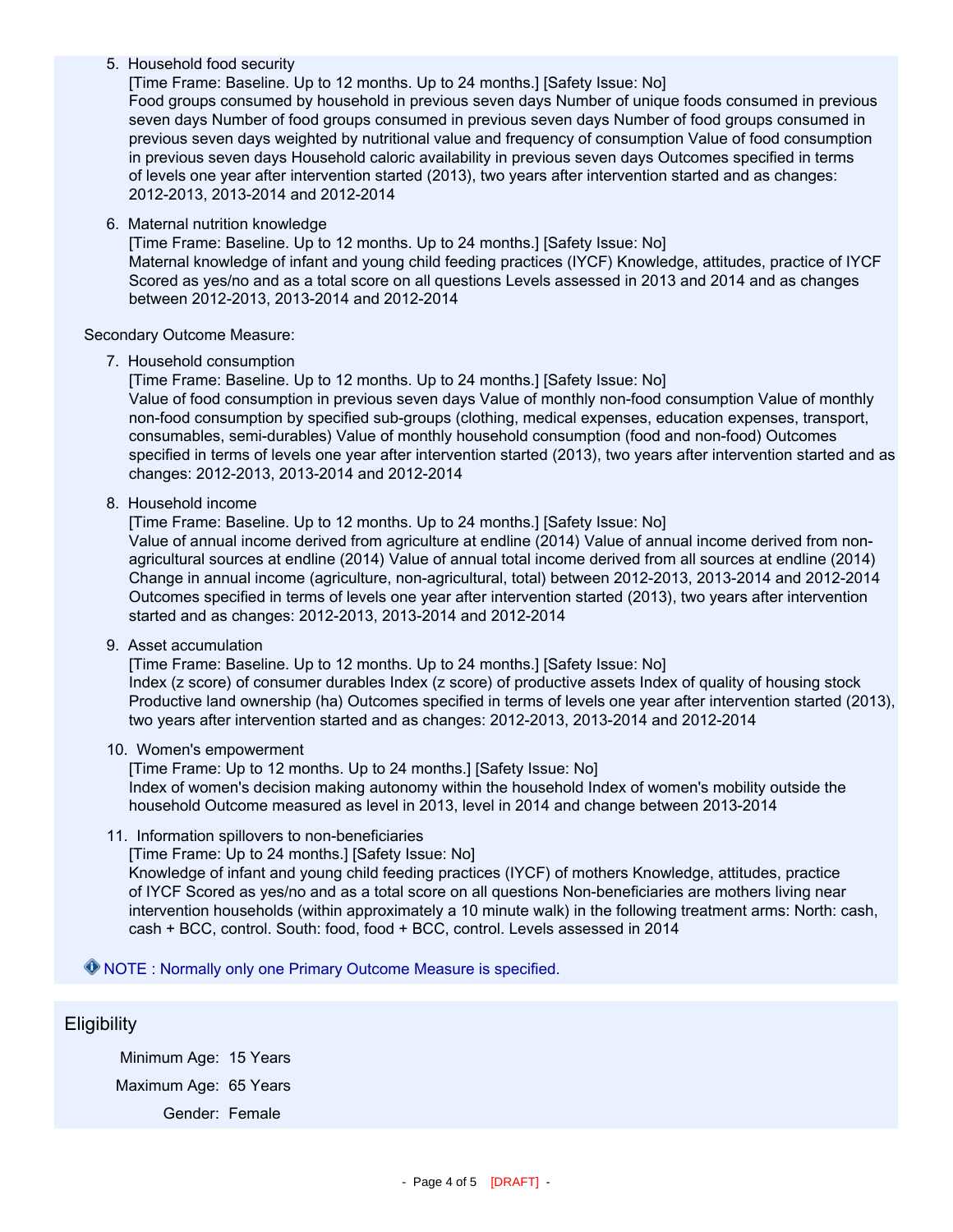5. Household food security

   [Time Frame: Baseline. Up to 12 months. Up to 24 months.] [Safety Issue: No]

   Food groups consumed by household in previous seven days Number of unique foods consumed in previous seven days Number of food groups consumed in previous seven days Number of food groups consumed in previous seven days weighted by nutritional value and frequency of consumption Value of food consumption in previous seven days Household caloric availability in previous seven days Outcomes specified in terms of levels one year after intervention started (2013), two years after intervention started and as changes: 2012-2013, 2013-2014 and 2012-2014

6. Maternal nutrition knowledge

   [Time Frame: Baseline. Up to 12 months. Up to 24 months.] [Safety Issue: No]

   Maternal knowledge of infant and young child feeding practices (IYCF) Knowledge, attitudes, practice of IYCF Scored as yes/no and as a total score on all questions Levels assessed in 2013 and 2014 and as changes between 2012-2013, 2013-2014 and 2012-2014

Secondary Outcome Measure:

7. Household consumption

   [Time Frame: Baseline. Up to 12 months. Up to 24 months.] [Safety Issue: No]

   Value of food consumption in previous seven days Value of monthly non-food consumption Value of monthly non-food consumption by specified sub-groups (clothing, medical expenses, education expenses, transport, consumables, semi-durables) Value of monthly household consumption (food and non-food) Outcomes specified in terms of levels one year after intervention started (2013), two years after intervention started and as changes: 2012-2013, 2013-2014 and 2012-2014

8. Household income

   [Time Frame: Baseline. Up to 12 months. Up to 24 months.] [Safety Issue: No]

   Value of annual income derived from agriculture at endline (2014) Value of annual income derived from non-agricultural sources at endline (2014) Value of annual total income derived from all sources at endline (2014) Change in annual income (agriculture, non-agricultural, total) between 2012-2013, 2013-2014 and 2012-2014 Outcomes specified in terms of levels one year after intervention started (2013), two years after intervention started and as changes: 2012-2013, 2013-2014 and 2012-2014

9. Asset accumulation

   [Time Frame: Baseline. Up to 12 months. Up to 24 months.] [Safety Issue: No]

   Index (z score) of consumer durables Index (z score) of productive assets Index of quality of housing stock Productive land ownership (ha) Outcomes specified in terms of levels one year after intervention started (2013), two years after intervention started and as changes: 2012-2013, 2013-2014 and 2012-2014

10. Women's empowerment

    [Time Frame: Up to 12 months. Up to 24 months.] [Safety Issue: No]

    Index of women's decision making autonomy within the household Index of women's mobility outside the household Outcome measured as level in 2013, level in 2014 and change between 2013-2014

11. Information spillovers to non-beneficiaries

    [Time Frame: Up to 24 months.] [Safety Issue: No]

    Knowledge of infant and young child feeding practices (IYCF) of mothers Knowledge, attitudes, practice of IYCF Scored as yes/no and as a total score on all questions Non-beneficiaries are mothers living near intervention households (within approximately a 10 minute walk) in the following treatment arms: North: cash, cash + BCC, control. South: food, food + BCC, control. Levels assessed in 2014

NOTE : Normally only one Primary Outcome Measure is specified.

## Eligibility

Minimum Age: 15 Years

Maximum Age: 65 Years

Gender: Female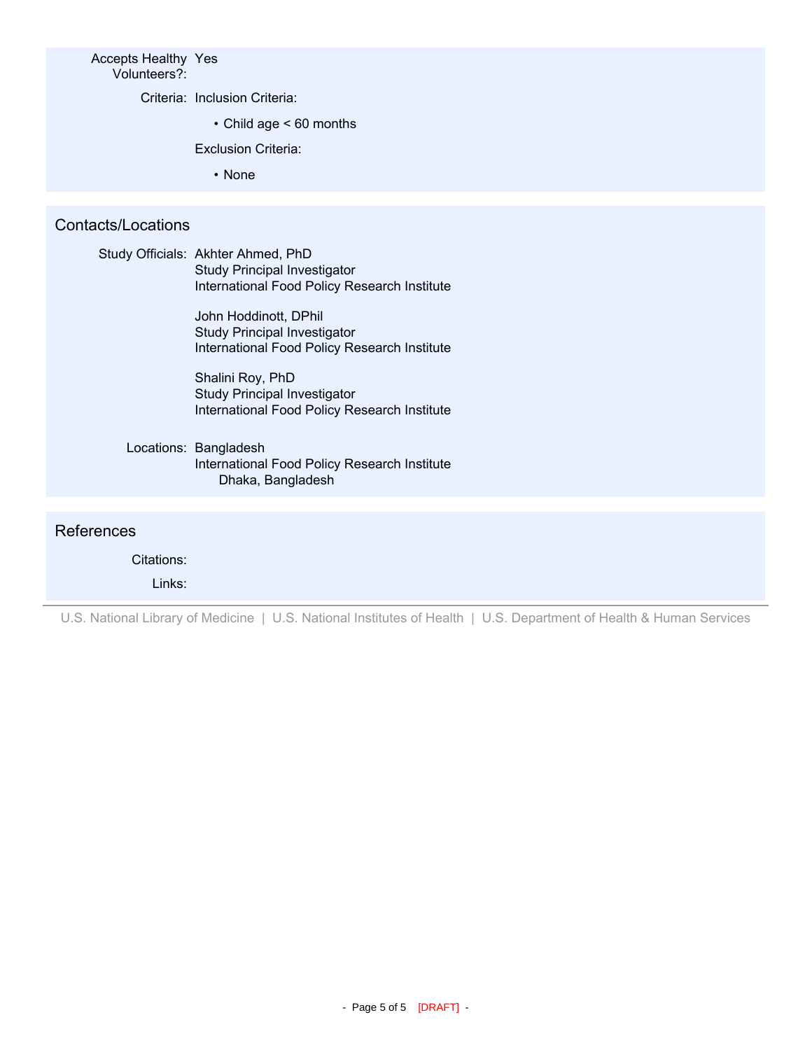Accepts Healthy Volunteers?: Yes

Criteria: Inclusion Criteria:

- Child age < 60 months

Exclusion Criteria:

- None

## Contacts/Locations

Study Officials: Akhter Ahmed, PhD
Study Principal Investigator
International Food Policy Research Institute

John Hoddinott, DPhil
Study Principal Investigator
International Food Policy Research Institute

Shalini Roy, PhD
Study Principal Investigator
International Food Policy Research Institute

Locations: Bangladesh
International Food Policy Research Institute
Dhaka, Bangladesh

## References

Citations:

Links:

U.S. National Library of Medicine | U.S. National Institutes of Health | U.S. Department of Health & Human Services